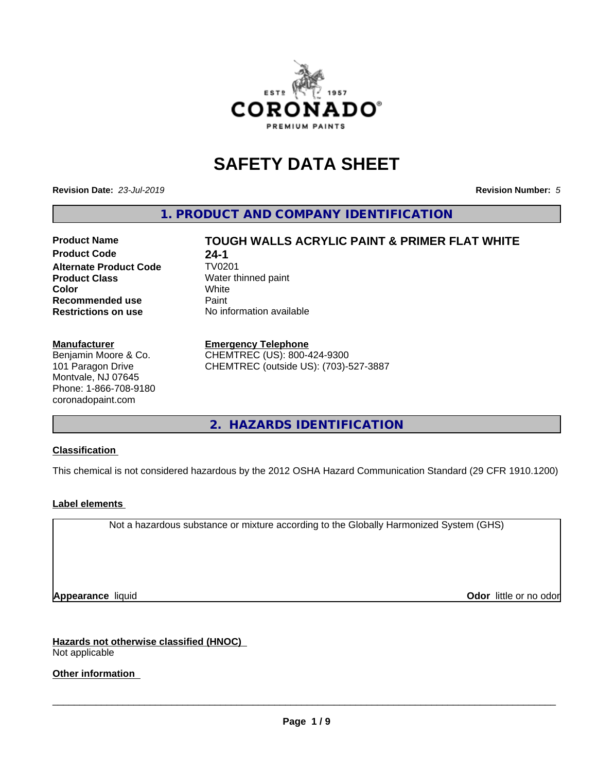# SAFETY DATA SHEET

**Revision Date:** *23-Jul-2019* **Revision Number:** *5*

## 1. PRODUCT AND COMPANY IDENTIFICATION

| | |
|---|---|
| **Product Name** | **TOUGH WALLS ACRYLIC PAINT & PRIMER FLAT WHITE** |
| **Product Code** | **24-1** |
| **Alternate Product Code** | TV0201 |
| **Product Class** | Water thinned paint |
| **Color** | White |
| **Recommended use** | Paint |
| **Restrictions on use** | No information available |

**Manufacturer**
Benjamin Moore & Co.
101 Paragon Drive
Montvale, NJ 07645
Phone: 1-866-708-9180
coronadopaint.com

**Emergency Telephone**
CHEMTREC (US): 800-424-9300
CHEMTREC (outside US): (703)-527-3887

## 2. HAZARDS IDENTIFICATION

**Classification**

This chemical is not considered hazardous by the 2012 OSHA Hazard Communication Standard (29 CFR 1910.1200)

**Label elements**

Not a hazardous substance or mixture according to the Globally Harmonized System (GHS)

**Appearance** liquid **Odor** little or no odor

**Hazards not otherwise classified (HNOC)**
Not applicable

**Other information**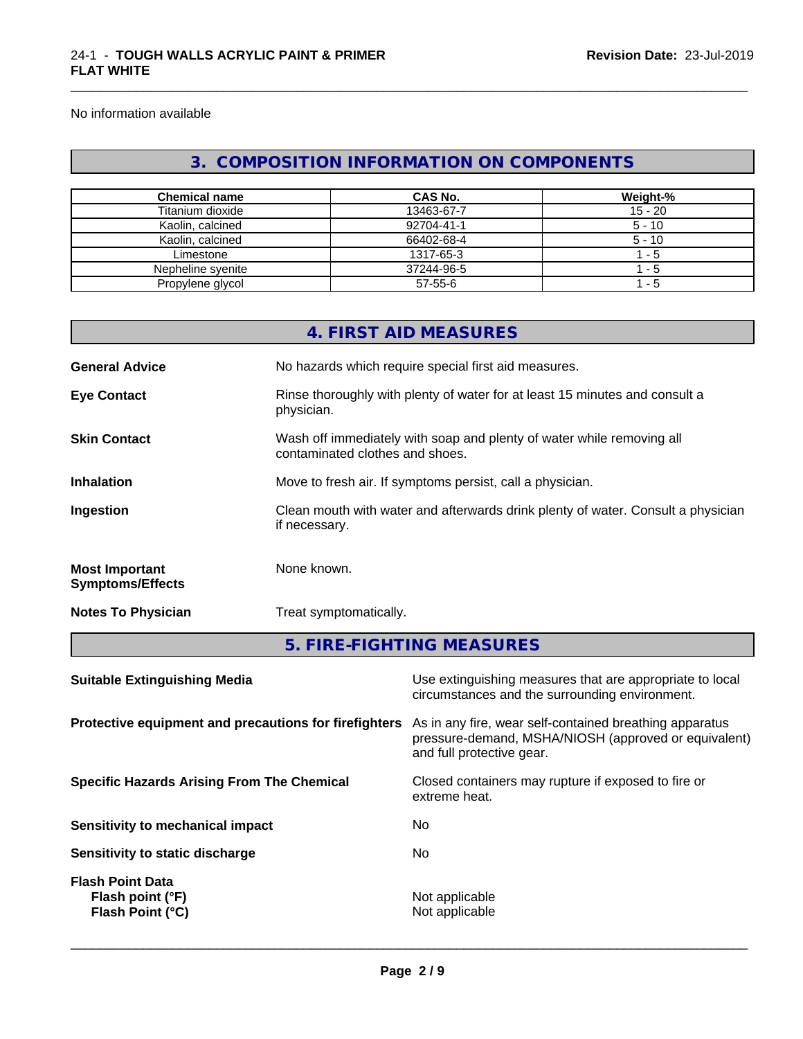No information available

## 3. COMPOSITION INFORMATION ON COMPONENTS

| Chemical name | CAS No. | Weight-% |
|---|---|---|
| Titanium dioxide | 13463-67-7 | 15 - 20 |
| Kaolin, calcined | 92704-41-1 | 5 - 10 |
| Kaolin, calcined | 66402-68-4 | 5 - 10 |
| Limestone | 1317-65-3 | 1 - 5 |
| Nepheline syenite | 37244-96-5 | 1 - 5 |
| Propylene glycol | 57-55-6 | 1 - 5 |

## 4. FIRST AID MEASURES

**General Advice** No hazards which require special first aid measures.

**Eye Contact** Rinse thoroughly with plenty of water for at least 15 minutes and consult a physician.

**Skin Contact** Wash off immediately with soap and plenty of water while removing all contaminated clothes and shoes.

**Inhalation** Move to fresh air. If symptoms persist, call a physician.

**Ingestion** Clean mouth with water and afterwards drink plenty of water. Consult a physician if necessary.

**Most Important Symptoms/Effects** None known.

**Notes To Physician** Treat symptomatically.

## 5. FIRE-FIGHTING MEASURES

**Suitable Extinguishing Media** Use extinguishing measures that are appropriate to local circumstances and the surrounding environment.

**Protective equipment and precautions for firefighters** As in any fire, wear self-contained breathing apparatus pressure-demand, MSHA/NIOSH (approved or equivalent) and full protective gear.

**Specific Hazards Arising From The Chemical** Closed containers may rupture if exposed to fire or extreme heat.

**Sensitivity to mechanical impact** No

**Sensitivity to static discharge** No

**Flash Point Data**
**Flash point (°F)** Not applicable
**Flash Point (°C)** Not applicable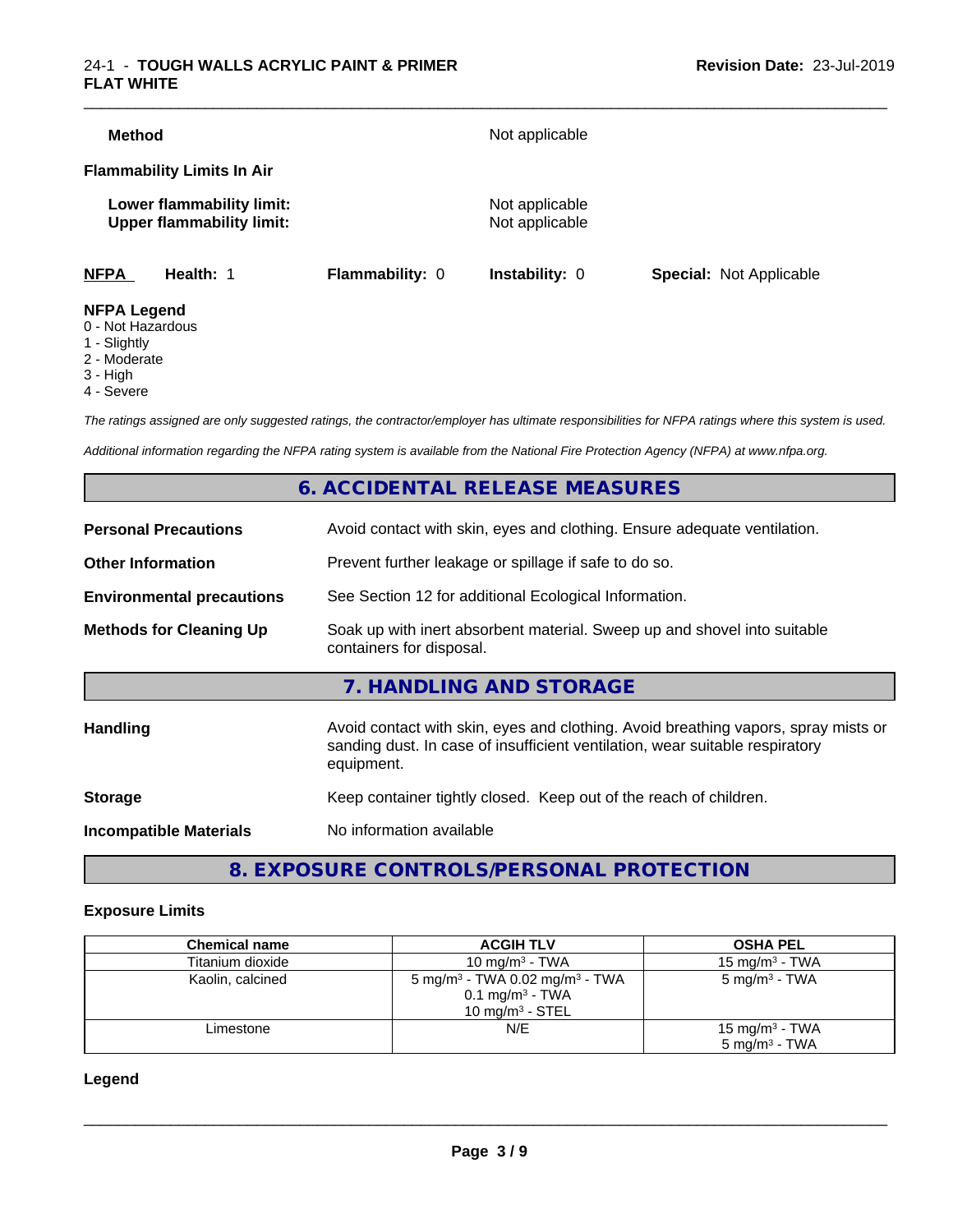| | |
|---|---|
| **Method** | Not applicable |

**Flammability Limits In Air**

| | |
|---|---|
| **Lower flammability limit:** | Not applicable |
| **Upper flammability limit:** | Not applicable |

| **NFPA** | **Health:** 1 | **Flammability:** 0 | **Instability:** 0 | **Special:** Not Applicable |
|---|---|---|---|---|

**NFPA Legend**
- 0 - Not Hazardous
- 1 - Slightly
- 2 - Moderate
- 3 - High
- 4 - Severe

*The ratings assigned are only suggested ratings, the contractor/employer has ultimate responsibilities for NFPA ratings where this system is used.*

*Additional information regarding the NFPA rating system is available from the National Fire Protection Agency (NFPA) at www.nfpa.org.*

## 6. ACCIDENTAL RELEASE MEASURES

| | |
|---|---|
| **Personal Precautions** | Avoid contact with skin, eyes and clothing. Ensure adequate ventilation. |
| **Other Information** | Prevent further leakage or spillage if safe to do so. |
| **Environmental precautions** | See Section 12 for additional Ecological Information. |
| **Methods for Cleaning Up** | Soak up with inert absorbent material. Sweep up and shovel into suitable containers for disposal. |

## 7. HANDLING AND STORAGE

| | |
|---|---|
| **Handling** | Avoid contact with skin, eyes and clothing. Avoid breathing vapors, spray mists or sanding dust. In case of insufficient ventilation, wear suitable respiratory equipment. |
| **Storage** | Keep container tightly closed. Keep out of the reach of children. |
| **Incompatible Materials** | No information available |

## 8. EXPOSURE CONTROLS/PERSONAL PROTECTION

### Exposure Limits

| Chemical name | ACGIH TLV | OSHA PEL |
|---|---|---|
| Titanium dioxide | 10 mg/m³ - TWA | 15 mg/m³ - TWA |
| Kaolin, calcined | 5 mg/m³ - TWA 0.02 mg/m³ - TWA<br>0.1 mg/m³ - TWA<br>10 mg/m³ - STEL | 5 mg/m³ - TWA |
| Limestone | N/E | 15 mg/m³ - TWA<br>5 mg/m³ - TWA |

**Legend**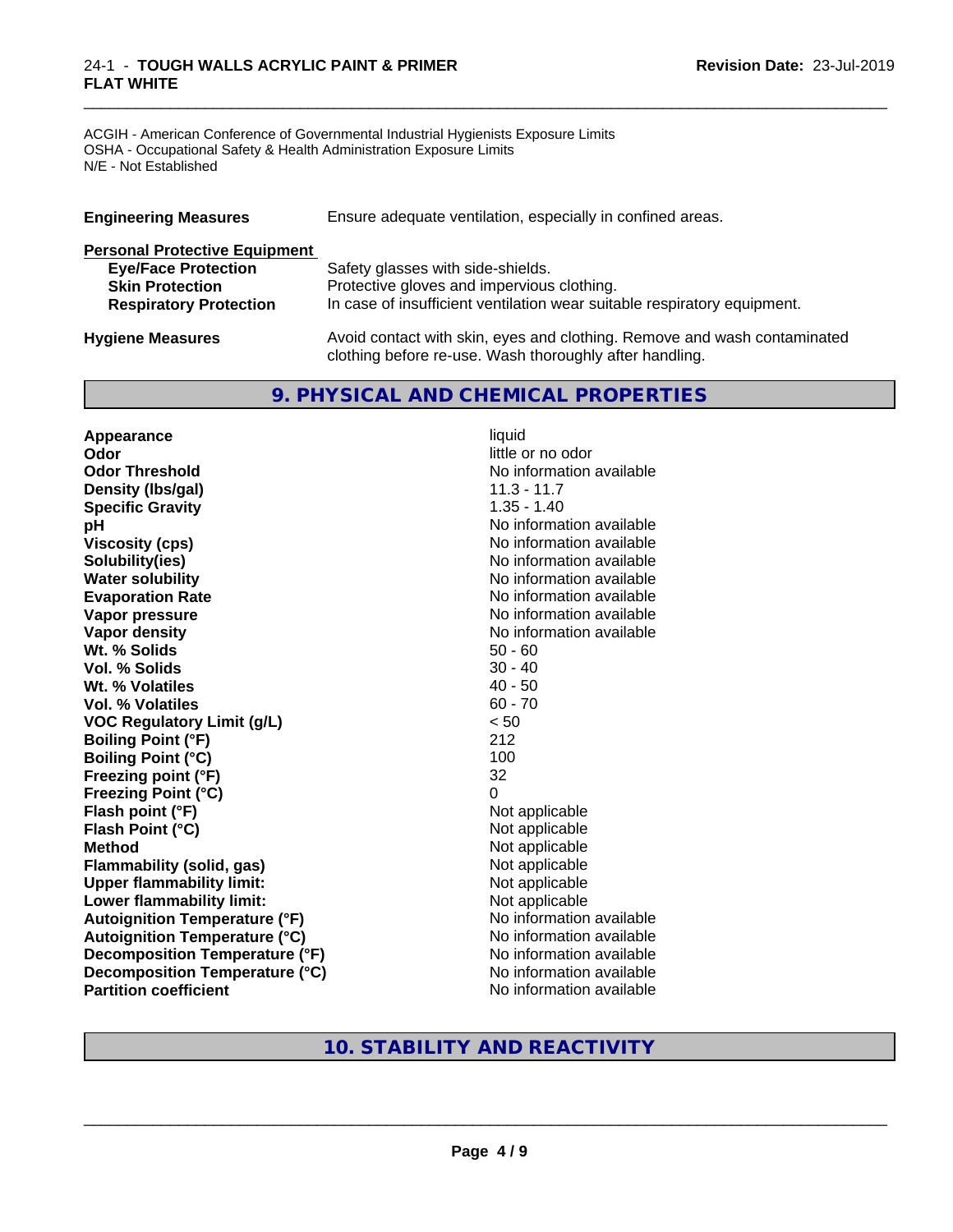ACGIH - American Conference of Governmental Industrial Hygienists Exposure Limits
OSHA - Occupational Safety & Health Administration Exposure Limits
N/E - Not Established

**Engineering Measures** Ensure adequate ventilation, especially in confined areas.

**Personal Protective Equipment**

| | |
|---|---|
| **Eye/Face Protection** | Safety glasses with side-shields. |
| **Skin Protection** | Protective gloves and impervious clothing. |
| **Respiratory Protection** | In case of insufficient ventilation wear suitable respiratory equipment. |

**Hygiene Measures** Avoid contact with skin, eyes and clothing. Remove and wash contaminated clothing before re-use. Wash thoroughly after handling.

## 9. PHYSICAL AND CHEMICAL PROPERTIES

| | |
|---|---|
| **Appearance** | liquid |
| **Odor** | little or no odor |
| **Odor Threshold** | No information available |
| **Density (lbs/gal)** | 11.3 - 11.7 |
| **Specific Gravity** | 1.35 - 1.40 |
| **pH** | No information available |
| **Viscosity (cps)** | No information available |
| **Solubility(ies)** | No information available |
| **Water solubility** | No information available |
| **Evaporation Rate** | No information available |
| **Vapor pressure** | No information available |
| **Vapor density** | No information available |
| **Wt. % Solids** | 50 - 60 |
| **Vol. % Solids** | 30 - 40 |
| **Wt. % Volatiles** | 40 - 50 |
| **Vol. % Volatiles** | 60 - 70 |
| **VOC Regulatory Limit (g/L)** | < 50 |
| **Boiling Point (°F)** | 212 |
| **Boiling Point (°C)** | 100 |
| **Freezing point (°F)** | 32 |
| **Freezing Point (°C)** | 0 |
| **Flash point (°F)** | Not applicable |
| **Flash Point (°C)** | Not applicable |
| **Method** | Not applicable |
| **Flammability (solid, gas)** | Not applicable |
| **Upper flammability limit:** | Not applicable |
| **Lower flammability limit:** | Not applicable |
| **Autoignition Temperature (°F)** | No information available |
| **Autoignition Temperature (°C)** | No information available |
| **Decomposition Temperature (°F)** | No information available |
| **Decomposition Temperature (°C)** | No information available |
| **Partition coefficient** | No information available |

## 10. STABILITY AND REACTIVITY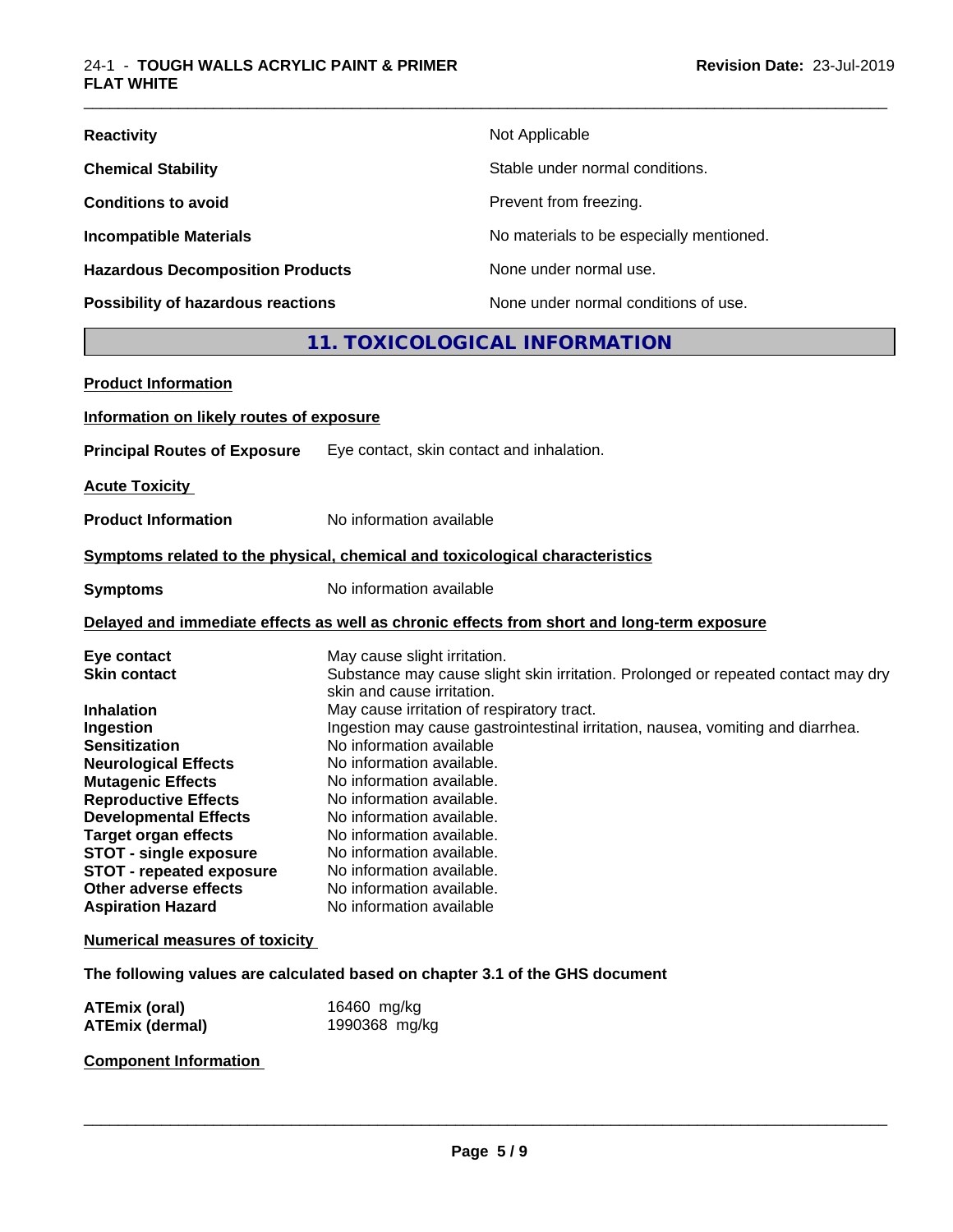| | |
|---|---|
| **Reactivity** | Not Applicable |
| **Chemical Stability** | Stable under normal conditions. |
| **Conditions to avoid** | Prevent from freezing. |
| **Incompatible Materials** | No materials to be especially mentioned. |
| **Hazardous Decomposition Products** | None under normal use. |
| **Possibility of hazardous reactions** | None under normal conditions of use. |

## 11. TOXICOLOGICAL INFORMATION

**Product Information**

**Information on likely routes of exposure**

**Principal Routes of Exposure** Eye contact, skin contact and inhalation.

**Acute Toxicity**

**Product Information** No information available

**Symptoms related to the physical, chemical and toxicological characteristics**

**Symptoms** No information available

**Delayed and immediate effects as well as chronic effects from short and long-term exposure**

| | |
|---|---|
| **Eye contact** | May cause slight irritation. |
| **Skin contact** | Substance may cause slight skin irritation. Prolonged or repeated contact may dry skin and cause irritation. |
| **Inhalation** | May cause irritation of respiratory tract. |
| **Ingestion** | Ingestion may cause gastrointestinal irritation, nausea, vomiting and diarrhea. |
| **Sensitization** | No information available |
| **Neurological Effects** | No information available. |
| **Mutagenic Effects** | No information available. |
| **Reproductive Effects** | No information available. |
| **Developmental Effects** | No information available. |
| **Target organ effects** | No information available. |
| **STOT - single exposure** | No information available. |
| **STOT - repeated exposure** | No information available. |
| **Other adverse effects** | No information available. |
| **Aspiration Hazard** | No information available |

**Numerical measures of toxicity**

**The following values are calculated based on chapter 3.1 of the GHS document**

| | |
|---|---|
| **ATEmix (oral)** | 16460 mg/kg |
| **ATEmix (dermal)** | 1990368 mg/kg |

**Component Information**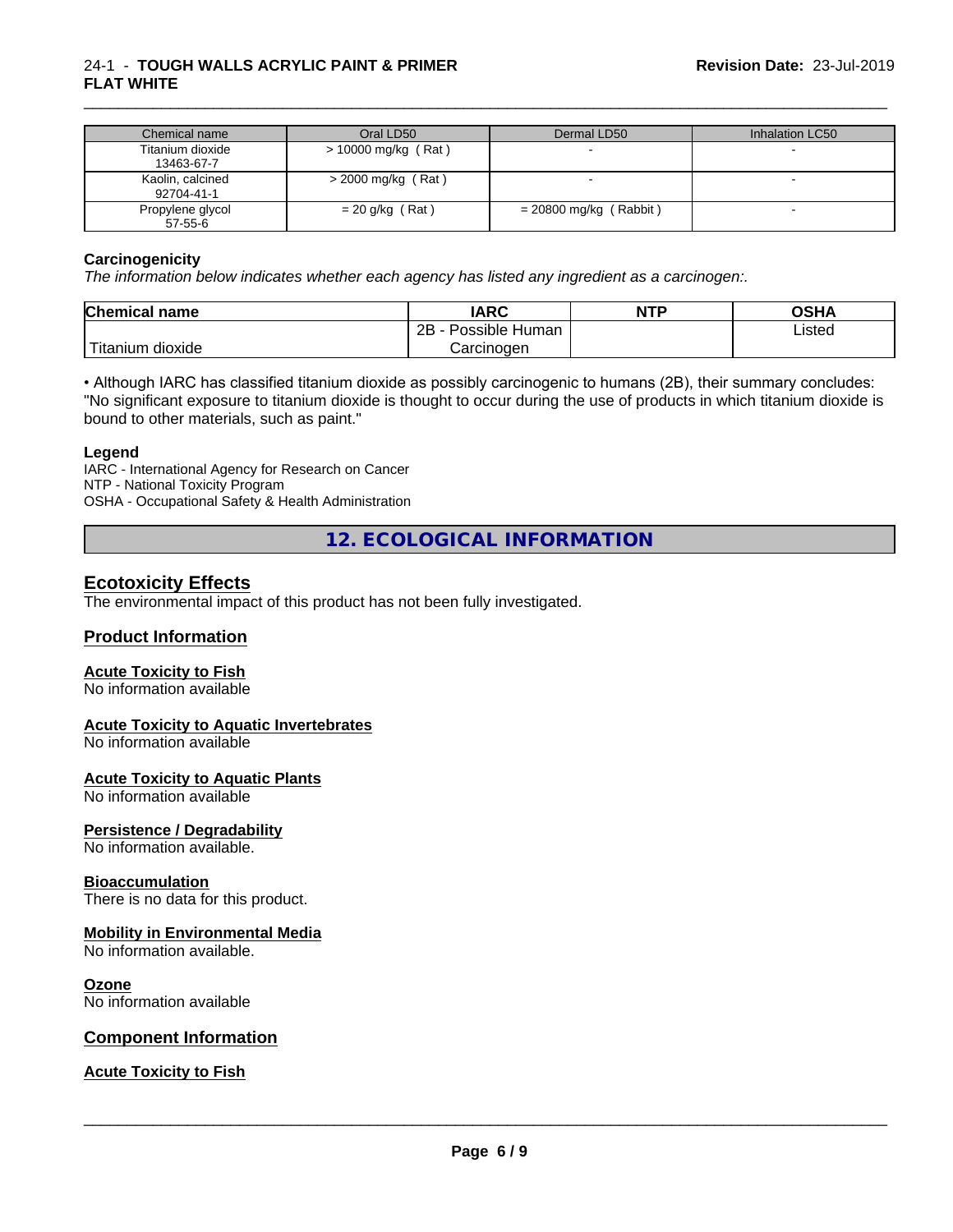| Chemical name | Oral LD50 | Dermal LD50 | Inhalation LC50 |
| --- | --- | --- | --- |
| Titanium dioxide 13463-67-7 | > 10000 mg/kg ( Rat ) | - | - |
| Kaolin, calcined 92704-41-1 | > 2000 mg/kg ( Rat ) | - | - |
| Propylene glycol 57-55-6 | = 20 g/kg ( Rat ) | = 20800 mg/kg ( Rabbit ) | - |

**Carcinogenicity**

*The information below indicates whether each agency has listed any ingredient as a carcinogen:.*

| Chemical name | IARC | NTP | OSHA |
| --- | --- | --- | --- |
| Titanium dioxide | 2B - Possible Human Carcinogen | | Listed |

• Although IARC has classified titanium dioxide as possibly carcinogenic to humans (2B), their summary concludes: "No significant exposure to titanium dioxide is thought to occur during the use of products in which titanium dioxide is bound to other materials, such as paint."

**Legend**

IARC - International Agency for Research on Cancer
NTP - National Toxicity Program
OSHA - Occupational Safety & Health Administration

## 12. ECOLOGICAL INFORMATION

### Ecotoxicity Effects

The environmental impact of this product has not been fully investigated.

### Product Information

**Acute Toxicity to Fish**

No information available

**Acute Toxicity to Aquatic Invertebrates**

No information available

**Acute Toxicity to Aquatic Plants**

No information available

**Persistence / Degradability**

No information available.

**Bioaccumulation**

There is no data for this product.

**Mobility in Environmental Media**

No information available.

**Ozone**

No information available

### Component Information

**Acute Toxicity to Fish**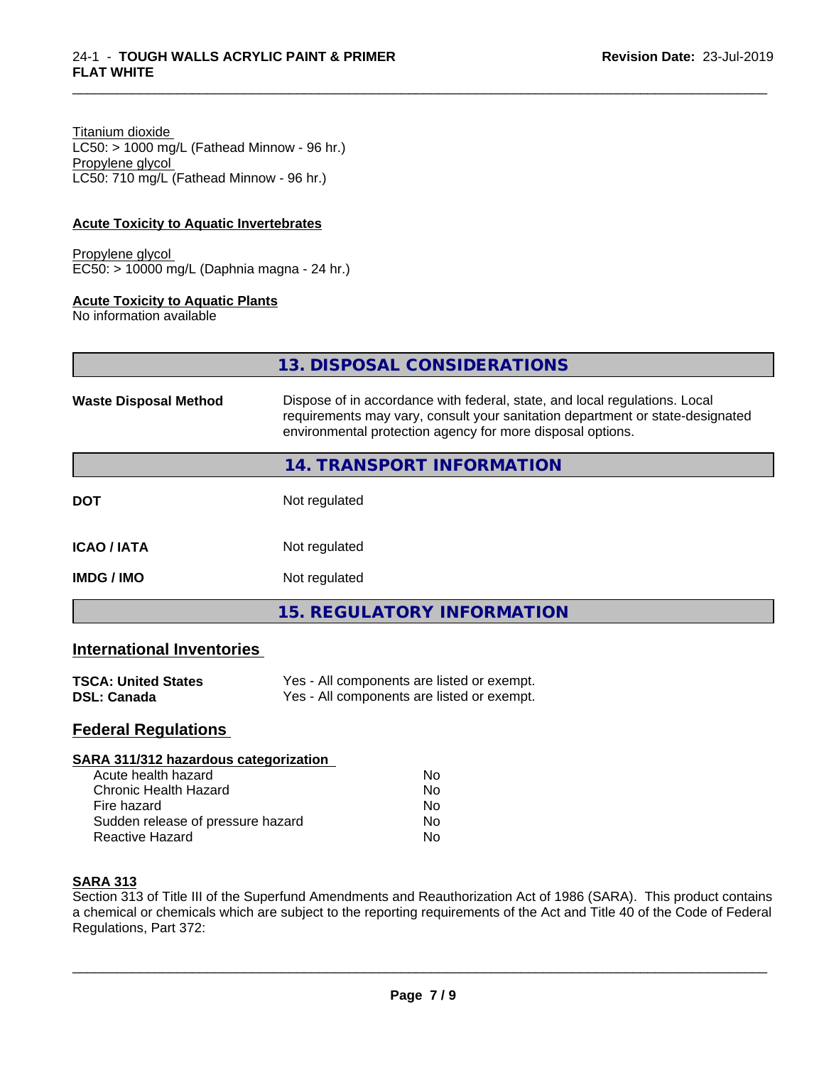Titanium dioxide
LC50: > 1000 mg/L (Fathead Minnow - 96 hr.)
Propylene glycol
LC50: 710 mg/L (Fathead Minnow - 96 hr.)

**Acute Toxicity to Aquatic Invertebrates**

Propylene glycol
EC50: > 10000 mg/L (Daphnia magna - 24 hr.)

**Acute Toxicity to Aquatic Plants**
No information available

## 13. DISPOSAL CONSIDERATIONS

**Waste Disposal Method** Dispose of in accordance with federal, state, and local regulations. Local requirements may vary, consult your sanitation department or state-designated environmental protection agency for more disposal options.

## 14. TRANSPORT INFORMATION

**DOT** Not regulated

**ICAO / IATA** Not regulated

**IMDG / IMO** Not regulated

## 15. REGULATORY INFORMATION

### International Inventories

**TSCA: United States** Yes - All components are listed or exempt.
**DSL: Canada** Yes - All components are listed or exempt.

### Federal Regulations

**SARA 311/312 hazardous categorization**

| | |
|---|---|
| Acute health hazard | No |
| Chronic Health Hazard | No |
| Fire hazard | No |
| Sudden release of pressure hazard | No |
| Reactive Hazard | No |

**SARA 313**
Section 313 of Title III of the Superfund Amendments and Reauthorization Act of 1986 (SARA). This product contains a chemical or chemicals which are subject to the reporting requirements of the Act and Title 40 of the Code of Federal Regulations, Part 372: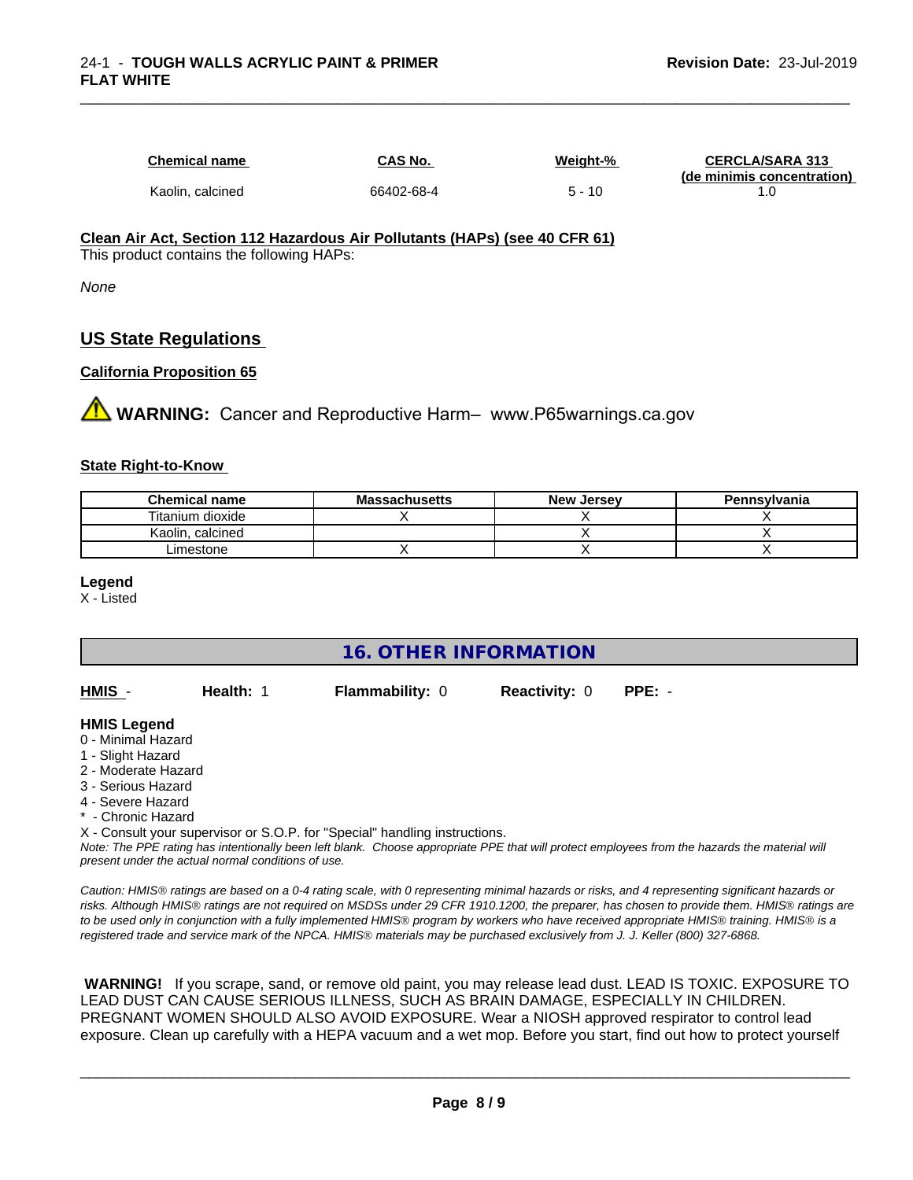| Chemical name | CAS No. | Weight-% | CERCLA/SARA 313 (de minimis concentration) |
|---|---|---|---|
| Kaolin, calcined | 66402-68-4 | 5 - 10 | 1.0 |

**Clean Air Act, Section 112 Hazardous Air Pollutants (HAPs) (see 40 CFR 61)**

This product contains the following HAPs:

*None*

## US State Regulations

**California Proposition 65**

⚠ **WARNING:** Cancer and Reproductive Harm– www.P65warnings.ca.gov

**State Right-to-Know**

| Chemical name | Massachusetts | New Jersey | Pennsylvania |
|---|---|---|---|
| Titanium dioxide | X | X | X |
| Kaolin, calcined | | X | X |
| Limestone | X | X | X |

**Legend**

X - Listed

## 16. OTHER INFORMATION

**HMIS** - **Health:** 1 **Flammability:** 0 **Reactivity:** 0 **PPE:** -

**HMIS Legend**

0 - Minimal Hazard
1 - Slight Hazard
2 - Moderate Hazard
3 - Serious Hazard
4 - Severe Hazard
* - Chronic Hazard
X - Consult your supervisor or S.O.P. for "Special" handling instructions.

*Note: The PPE rating has intentionally been left blank. Choose appropriate PPE that will protect employees from the hazards the material will present under the actual normal conditions of use.*

*Caution: HMIS® ratings are based on a 0-4 rating scale, with 0 representing minimal hazards or risks, and 4 representing significant hazards or risks. Although HMIS® ratings are not required on MSDSs under 29 CFR 1910.1200, the preparer, has chosen to provide them. HMIS® ratings are to be used only in conjunction with a fully implemented HMIS® program by workers who have received appropriate HMIS® training. HMIS® is a registered trade and service mark of the NPCA. HMIS® materials may be purchased exclusively from J. J. Keller (800) 327-6868.*

**WARNING!** If you scrape, sand, or remove old paint, you may release lead dust. LEAD IS TOXIC. EXPOSURE TO LEAD DUST CAN CAUSE SERIOUS ILLNESS, SUCH AS BRAIN DAMAGE, ESPECIALLY IN CHILDREN. PREGNANT WOMEN SHOULD ALSO AVOID EXPOSURE. Wear a NIOSH approved respirator to control lead exposure. Clean up carefully with a HEPA vacuum and a wet mop. Before you start, find out how to protect yourself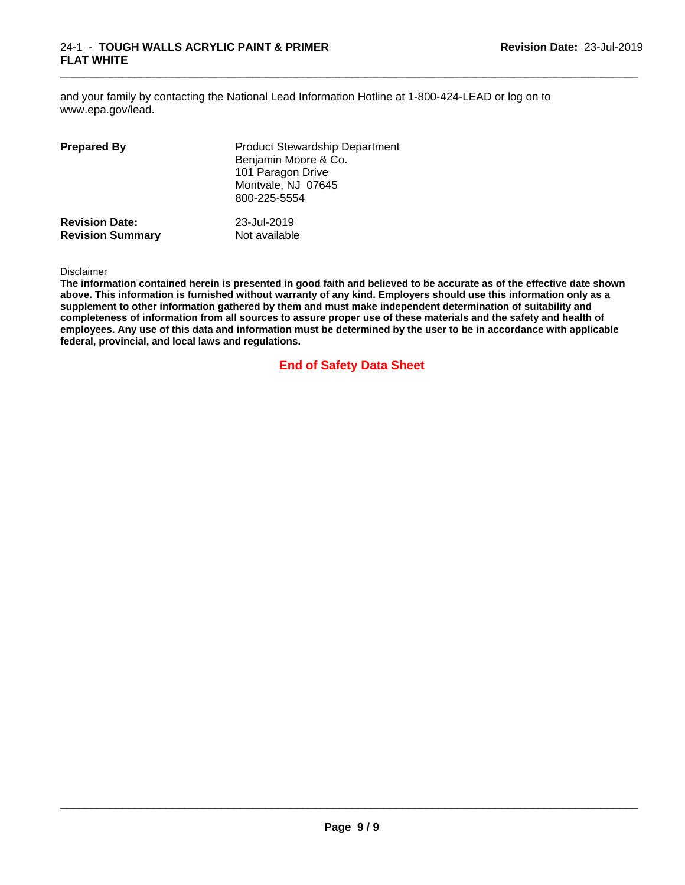and your family by contacting the National Lead Information Hotline at 1-800-424-LEAD or log on to www.epa.gov/lead.

| | |
|---|---|
| **Prepared By** | Product Stewardship Department<br>Benjamin Moore & Co.<br>101 Paragon Drive<br>Montvale, NJ 07645<br>800-225-5554 |
| **Revision Date:** | 23-Jul-2019 |
| **Revision Summary** | Not available |

Disclaimer

**The information contained herein is presented in good faith and believed to be accurate as of the effective date shown above. This information is furnished without warranty of any kind. Employers should use this information only as a supplement to other information gathered by them and must make independent determination of suitability and completeness of information from all sources to assure proper use of these materials and the safety and health of employees. Any use of this data and information must be determined by the user to be in accordance with applicable federal, provincial, and local laws and regulations.**

**End of Safety Data Sheet**